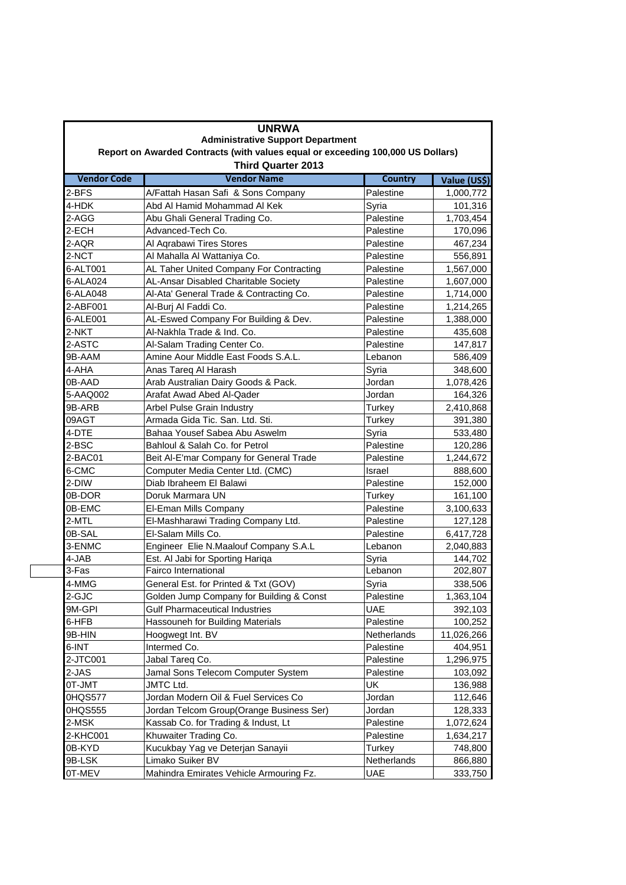# UNRWA

## Administrative Support Department

### Report on Awarded Contracts (with values equal or exceeding 100,000 US Dollars)

### Third Quarter 2013

| Vendor Code | Vendor Name | Country | Value (US$) |
|---|---|---|---|
| 2-BFS | A/Fattah Hasan Safi & Sons Company | Palestine | 1,000,772 |
| 4-HDK | Abd Al Hamid Mohammad Al Kek | Syria | 101,316 |
| 2-AGG | Abu Ghali General Trading Co. | Palestine | 1,703,454 |
| 2-ECH | Advanced-Tech Co. | Palestine | 170,096 |
| 2-AQR | Al Aqrabawi Tires Stores | Palestine | 467,234 |
| 2-NCT | Al Mahalla Al Wattaniya Co. | Palestine | 556,891 |
| 6-ALT001 | AL Taher United Company For Contracting | Palestine | 1,567,000 |
| 6-ALA024 | AL-Ansar Disabled Charitable Society | Palestine | 1,607,000 |
| 6-ALA048 | Al-Ata' General Trade & Contracting Co. | Palestine | 1,714,000 |
| 2-ABF001 | Al-Burj Al Faddi Co. | Palestine | 1,214,265 |
| 6-ALE001 | AL-Eswed Company For Building & Dev. | Palestine | 1,388,000 |
| 2-NKT | Al-Nakhla Trade & Ind. Co. | Palestine | 435,608 |
| 2-ASTC | Al-Salam Trading Center Co. | Palestine | 147,817 |
| 9B-AAM | Amine Aour Middle East Foods S.A.L. | Lebanon | 586,409 |
| 4-AHA | Anas Tareq Al Harash | Syria | 348,600 |
| 0B-AAD | Arab Australian Dairy Goods & Pack. | Jordan | 1,078,426 |
| 5-AAQ002 | Arafat Awad Abed Al-Qader | Jordan | 164,326 |
| 9B-ARB | Arbel Pulse Grain Industry | Turkey | 2,410,868 |
| 09AGT | Armada Gida Tic. San. Ltd. Sti. | Turkey | 391,380 |
| 4-DTE | Bahaa Yousef Sabea Abu Aswelm | Syria | 533,480 |
| 2-BSC | Bahloul & Salah Co. for Petrol | Palestine | 120,286 |
| 2-BAC01 | Beit Al-E'mar Company for General Trade | Palestine | 1,244,672 |
| 6-CMC | Computer Media Center Ltd. (CMC) | Israel | 888,600 |
| 2-DIW | Diab Ibraheem El Balawi | Palestine | 152,000 |
| 0B-DOR | Doruk Marmara UN | Turkey | 161,100 |
| 0B-EMC | El-Eman Mills Company | Palestine | 3,100,633 |
| 2-MTL | El-Mashharawi Trading Company Ltd. | Palestine | 127,128 |
| 0B-SAL | El-Salam Mills Co. | Palestine | 6,417,728 |
| 3-ENMC | Engineer Elie N.Maalouf Company S.A.L | Lebanon | 2,040,883 |
| 4-JAB | Est. Al Jabi for Sporting Hariqa | Syria | 144,702 |
| 3-Fas | Fairco International | Lebanon | 202,807 |
| 4-MMG | General Est. for Printed & Txt (GOV) | Syria | 338,506 |
| 2-GJC | Golden Jump Company for Building & Const | Palestine | 1,363,104 |
| 9M-GPI | Gulf Pharmaceutical Industries | UAE | 392,103 |
| 6-HFB | Hassouneh for Building Materials | Palestine | 100,252 |
| 9B-HIN | Hoogwegt Int. BV | Netherlands | 11,026,266 |
| 6-INT | Intermed Co. | Palestine | 404,951 |
| 2-JTC001 | Jabal Tareq Co. | Palestine | 1,296,975 |
| 2-JAS | Jamal Sons Telecom Computer System | Palestine | 103,092 |
| 0T-JMT | JMTC Ltd. | UK | 136,988 |
| 0HQS577 | Jordan Modern Oil & Fuel Services Co | Jordan | 112,646 |
| 0HQS555 | Jordan Telcom Group(Orange Business Ser) | Jordan | 128,333 |
| 2-MSK | Kassab Co. for Trading & Indust, Lt | Palestine | 1,072,624 |
| 2-KHC001 | Khuwaiter Trading Co. | Palestine | 1,634,217 |
| 0B-KYD | Kucukbay Yag ve Deterjan Sanayii | Turkey | 748,800 |
| 9B-LSK | Limako Suiker BV | Netherlands | 866,880 |
| 0T-MEV | Mahindra Emirates Vehicle Armouring Fz. | UAE | 333,750 |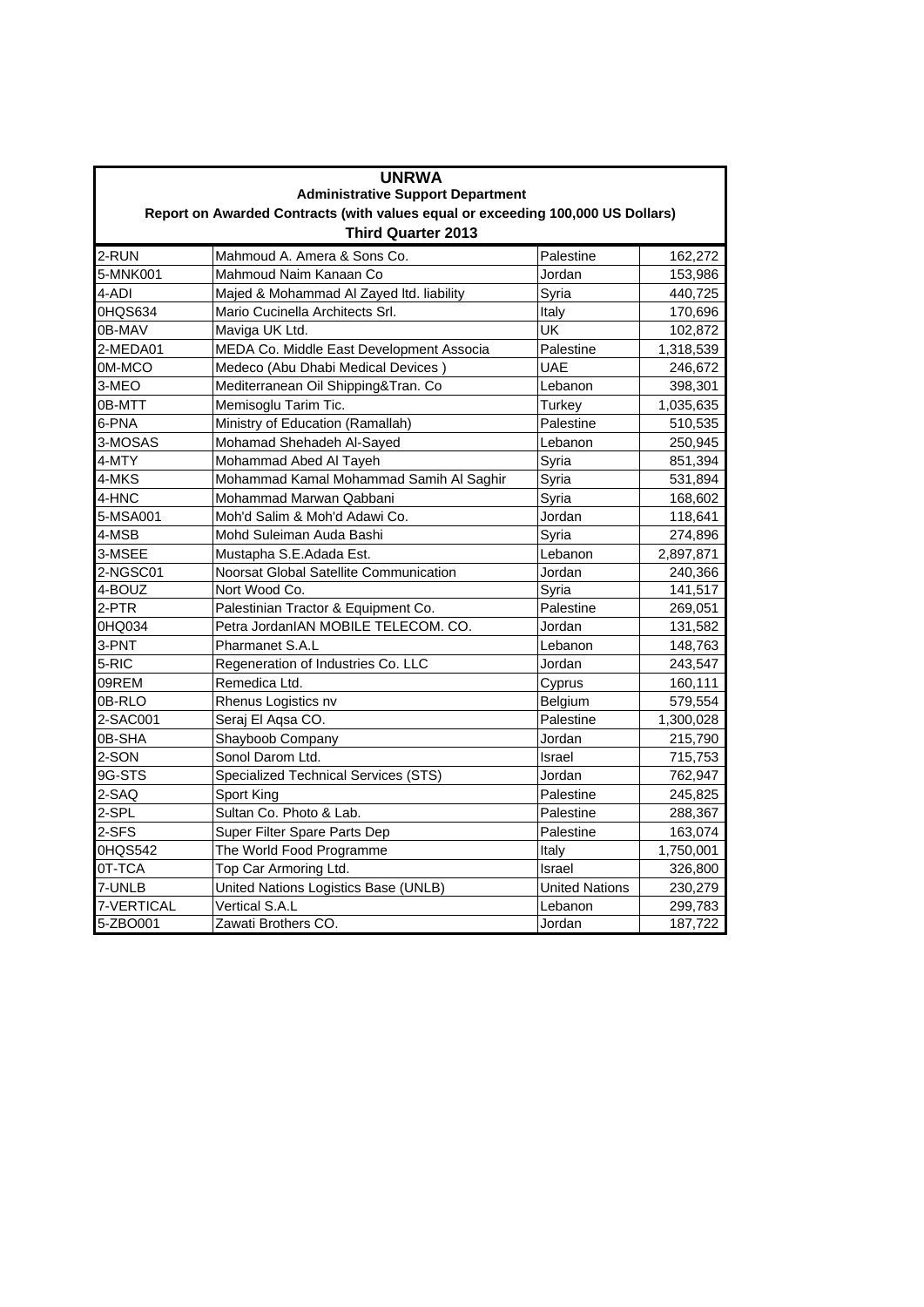**UNRWA**

**Administrative Support Department**

**Report on Awarded Contracts (with values equal or exceeding 100,000 US Dollars)**

**Third Quarter 2013**

| | | | |
|---|---|---|---|
| 2-RUN | Mahmoud A. Amera & Sons Co. | Palestine | 162,272 |
| 5-MNK001 | Mahmoud Naim Kanaan Co | Jordan | 153,986 |
| 4-ADI | Majed & Mohammad Al Zayed ltd. liability | Syria | 440,725 |
| 0HQS634 | Mario Cucinella Architects Srl. | Italy | 170,696 |
| 0B-MAV | Maviga UK Ltd. | UK | 102,872 |
| 2-MEDA01 | MEDA Co. Middle East Development Associa | Palestine | 1,318,539 |
| 0M-MCO | Medeco (Abu Dhabi Medical Devices ) | UAE | 246,672 |
| 3-MEO | Mediterranean Oil Shipping&Tran. Co | Lebanon | 398,301 |
| 0B-MTT | Memisoglu Tarim Tic. | Turkey | 1,035,635 |
| 6-PNA | Ministry of Education (Ramallah) | Palestine | 510,535 |
| 3-MOSAS | Mohamad Shehadeh Al-Sayed | Lebanon | 250,945 |
| 4-MTY | Mohammad Abed Al Tayeh | Syria | 851,394 |
| 4-MKS | Mohammad Kamal Mohammad Samih Al Saghir | Syria | 531,894 |
| 4-HNC | Mohammad Marwan Qabbani | Syria | 168,602 |
| 5-MSA001 | Moh'd Salim & Moh'd Adawi Co. | Jordan | 118,641 |
| 4-MSB | Mohd Suleiman Auda Bashi | Syria | 274,896 |
| 3-MSEE | Mustapha S.E.Adada Est. | Lebanon | 2,897,871 |
| 2-NGSC01 | Noorsat Global Satellite Communication | Jordan | 240,366 |
| 4-BOUZ | Nort Wood Co. | Syria | 141,517 |
| 2-PTR | Palestinian Tractor & Equipment Co. | Palestine | 269,051 |
| 0HQ034 | Petra JordanIAN MOBILE TELECOM. CO. | Jordan | 131,582 |
| 3-PNT | Pharmanet S.A.L | Lebanon | 148,763 |
| 5-RIC | Regeneration of Industries Co. LLC | Jordan | 243,547 |
| 09REM | Remedica Ltd. | Cyprus | 160,111 |
| 0B-RLO | Rhenus Logistics nv | Belgium | 579,554 |
| 2-SAC001 | Seraj El Aqsa CO. | Palestine | 1,300,028 |
| 0B-SHA | Shayboob Company | Jordan | 215,790 |
| 2-SON | Sonol Darom Ltd. | Israel | 715,753 |
| 9G-STS | Specialized Technical Services (STS) | Jordan | 762,947 |
| 2-SAQ | Sport King | Palestine | 245,825 |
| 2-SPL | Sultan Co. Photo & Lab. | Palestine | 288,367 |
| 2-SFS | Super Filter Spare Parts Dep | Palestine | 163,074 |
| 0HQS542 | The World Food Programme | Italy | 1,750,001 |
| 0T-TCA | Top Car Armoring Ltd. | Israel | 326,800 |
| 7-UNLB | United Nations Logistics Base (UNLB) | United Nations | 230,279 |
| 7-VERTICAL | Vertical S.A.L | Lebanon | 299,783 |
| 5-ZBO001 | Zawati Brothers CO. | Jordan | 187,722 |